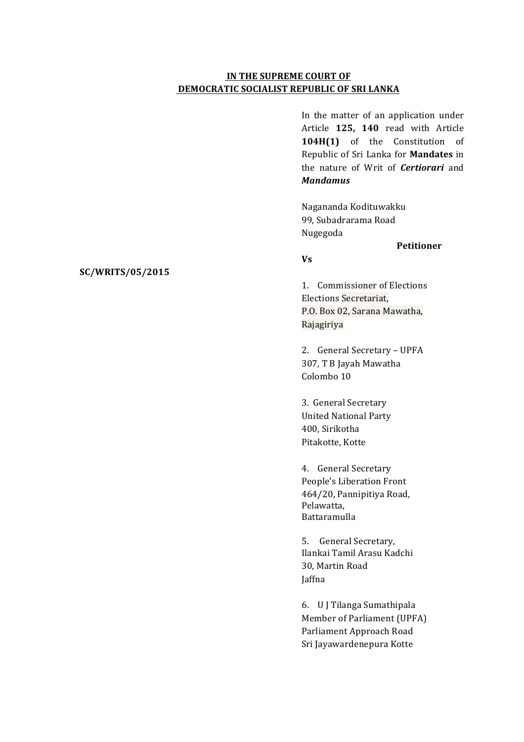**IN THE SUPREME COURT OF**
**DEMOCRATIC SOCIALIST REPUBLIC OF SRI LANKA**

In the matter of an application under Article **125, 140** read with Article **104H(1)** of the Constitution of Republic of Sri Lanka for **Mandates** in the nature of Writ of ***Certiorari*** and ***Mandamus***

Nagananda Kodituwakku
99, Subadrarama Road
Nugegoda

**Petitioner**

**Vs**

**SC/WRITS/05/2015**

1. Commissioner of Elections
Elections Secretariat,
P.O. Box 02, Sarana Mawatha,
Rajagiriya

2. General Secretary – UPFA
307, T B Jayah Mawatha
Colombo 10

3. General Secretary
United National Party
400, Sirikotha
Pitakotte, Kotte

4. General Secretary
People's Liberation Front
464/20, Pannipitiya Road,
Pelawatta,
Battaramulla

5. General Secretary,
Ilankai Tamil Arasu Kadchi
30, Martin Road
Jaffna

6. U J Tilanga Sumathipala
Member of Parliament (UPFA)
Parliament Approach Road
Sri Jayawardenepura Kotte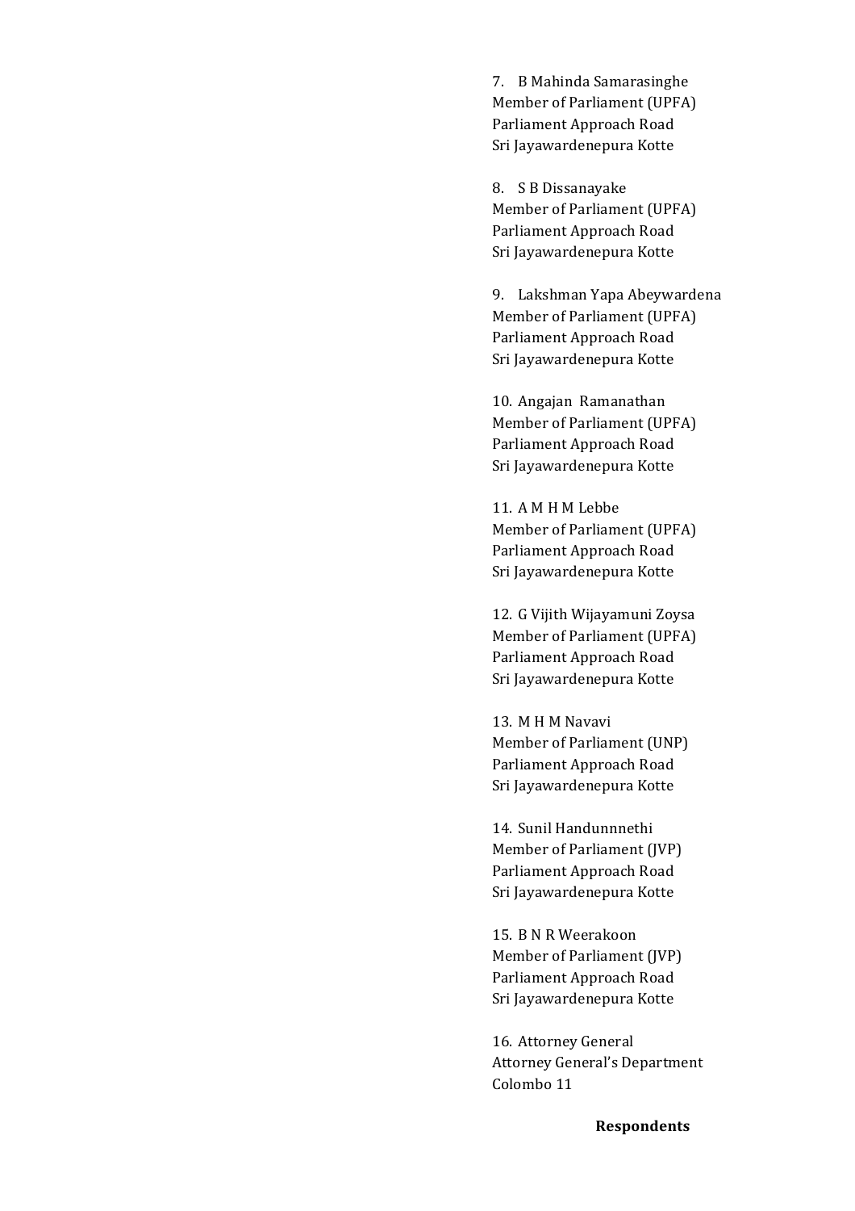7. B Mahinda Samarasinghe
Member of Parliament (UPFA)
Parliament Approach Road
Sri Jayawardenepura Kotte

8. S B Dissanayake
Member of Parliament (UPFA)
Parliament Approach Road
Sri Jayawardenepura Kotte

9. Lakshman Yapa Abeywardena
Member of Parliament (UPFA)
Parliament Approach Road
Sri Jayawardenepura Kotte

10. Angajan Ramanathan
Member of Parliament (UPFA)
Parliament Approach Road
Sri Jayawardenepura Kotte

11. A M H M Lebbe
Member of Parliament (UPFA)
Parliament Approach Road
Sri Jayawardenepura Kotte

12. G Vijith Wijayamuni Zoysa
Member of Parliament (UPFA)
Parliament Approach Road
Sri Jayawardenepura Kotte

13. M H M Navavi
Member of Parliament (UNP)
Parliament Approach Road
Sri Jayawardenepura Kotte

14. Sunil Handunnnethi
Member of Parliament (JVP)
Parliament Approach Road
Sri Jayawardenepura Kotte

15. B N R Weerakoon
Member of Parliament (JVP)
Parliament Approach Road
Sri Jayawardenepura Kotte

16. Attorney General
Attorney General's Department
Colombo 11

**Respondents**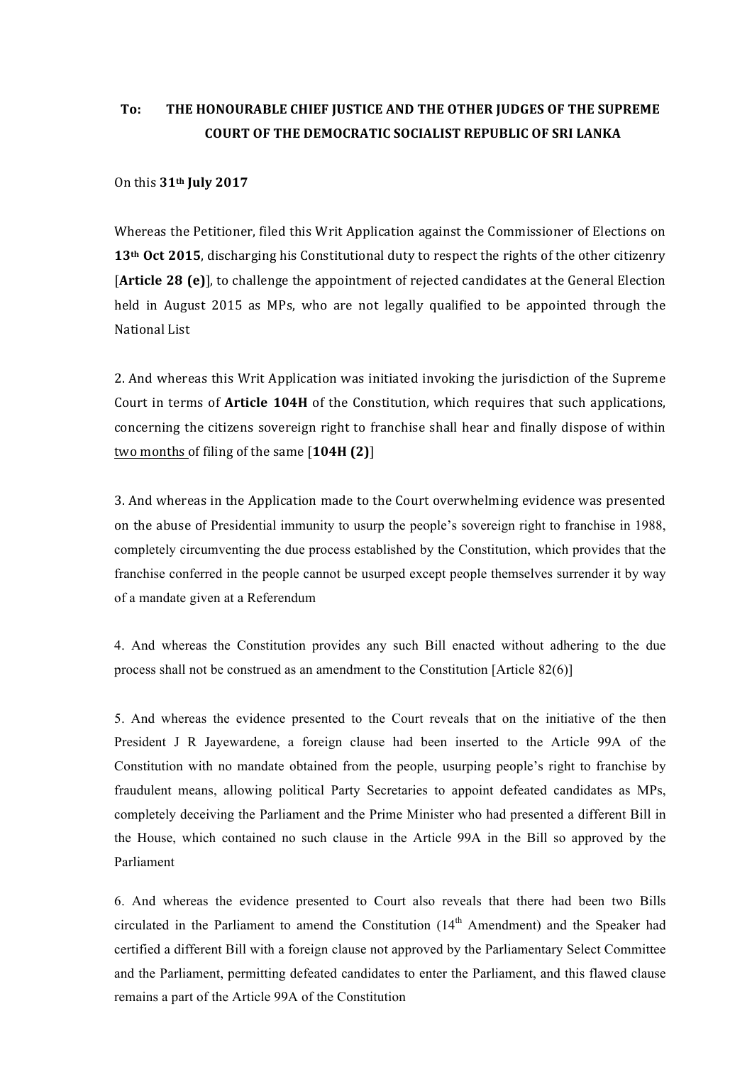**To: THE HONOURABLE CHIEF JUSTICE AND THE OTHER JUDGES OF THE SUPREME COURT OF THE DEMOCRATIC SOCIALIST REPUBLIC OF SRI LANKA**

On this **31th July 2017**

Whereas the Petitioner, filed this Writ Application against the Commissioner of Elections on **13th Oct 2015**, discharging his Constitutional duty to respect the rights of the other citizenry [**Article 28 (e)**], to challenge the appointment of rejected candidates at the General Election held in August 2015 as MPs, who are not legally qualified to be appointed through the National List

2. And whereas this Writ Application was initiated invoking the jurisdiction of the Supreme Court in terms of **Article 104H** of the Constitution, which requires that such applications, concerning the citizens sovereign right to franchise shall hear and finally dispose of within two months of filing of the same [**104H (2)**]

3. And whereas in the Application made to the Court overwhelming evidence was presented on the abuse of Presidential immunity to usurp the people's sovereign right to franchise in 1988, completely circumventing the due process established by the Constitution, which provides that the franchise conferred in the people cannot be usurped except people themselves surrender it by way of a mandate given at a Referendum

4. And whereas the Constitution provides any such Bill enacted without adhering to the due process shall not be construed as an amendment to the Constitution [Article 82(6)]

5. And whereas the evidence presented to the Court reveals that on the initiative of the then President J R Jayewardene, a foreign clause had been inserted to the Article 99A of the Constitution with no mandate obtained from the people, usurping people's right to franchise by fraudulent means, allowing political Party Secretaries to appoint defeated candidates as MPs, completely deceiving the Parliament and the Prime Minister who had presented a different Bill in the House, which contained no such clause in the Article 99A in the Bill so approved by the Parliament

6. And whereas the evidence presented to Court also reveals that there had been two Bills circulated in the Parliament to amend the Constitution (14th Amendment) and the Speaker had certified a different Bill with a foreign clause not approved by the Parliamentary Select Committee and the Parliament, permitting defeated candidates to enter the Parliament, and this flawed clause remains a part of the Article 99A of the Constitution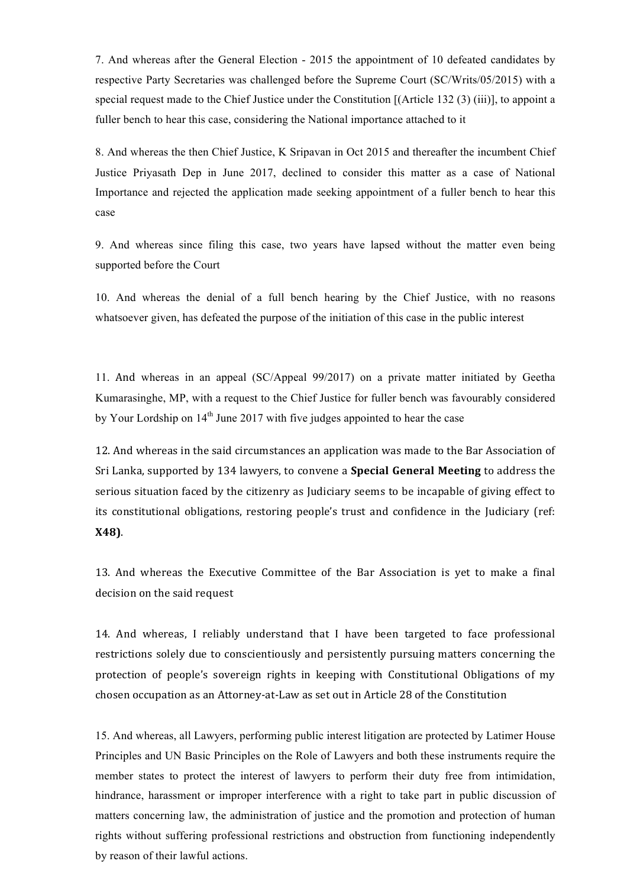7. And whereas after the General Election - 2015 the appointment of 10 defeated candidates by respective Party Secretaries was challenged before the Supreme Court (SC/Writs/05/2015) with a special request made to the Chief Justice under the Constitution [(Article 132 (3) (iii)], to appoint a fuller bench to hear this case, considering the National importance attached to it

8. And whereas the then Chief Justice, K Sripavan in Oct 2015 and thereafter the incumbent Chief Justice Priyasath Dep in June 2017, declined to consider this matter as a case of National Importance and rejected the application made seeking appointment of a fuller bench to hear this case

9. And whereas since filing this case, two years have lapsed without the matter even being supported before the Court

10. And whereas the denial of a full bench hearing by the Chief Justice, with no reasons whatsoever given, has defeated the purpose of the initiation of this case in the public interest

11. And whereas in an appeal (SC/Appeal 99/2017) on a private matter initiated by Geetha Kumarasinghe, MP, with a request to the Chief Justice for fuller bench was favourably considered by Your Lordship on 14th June 2017 with five judges appointed to hear the case

12. And whereas in the said circumstances an application was made to the Bar Association of Sri Lanka, supported by 134 lawyers, to convene a **Special General Meeting** to address the serious situation faced by the citizenry as Judiciary seems to be incapable of giving effect to its constitutional obligations, restoring people's trust and confidence in the Judiciary (ref: **X48)**.

13. And whereas the Executive Committee of the Bar Association is yet to make a final decision on the said request

14. And whereas, I reliably understand that I have been targeted to face professional restrictions solely due to conscientiously and persistently pursuing matters concerning the protection of people's sovereign rights in keeping with Constitutional Obligations of my chosen occupation as an Attorney-at-Law as set out in Article 28 of the Constitution

15. And whereas, all Lawyers, performing public interest litigation are protected by Latimer House Principles and UN Basic Principles on the Role of Lawyers and both these instruments require the member states to protect the interest of lawyers to perform their duty free from intimidation, hindrance, harassment or improper interference with a right to take part in public discussion of matters concerning law, the administration of justice and the promotion and protection of human rights without suffering professional restrictions and obstruction from functioning independently by reason of their lawful actions.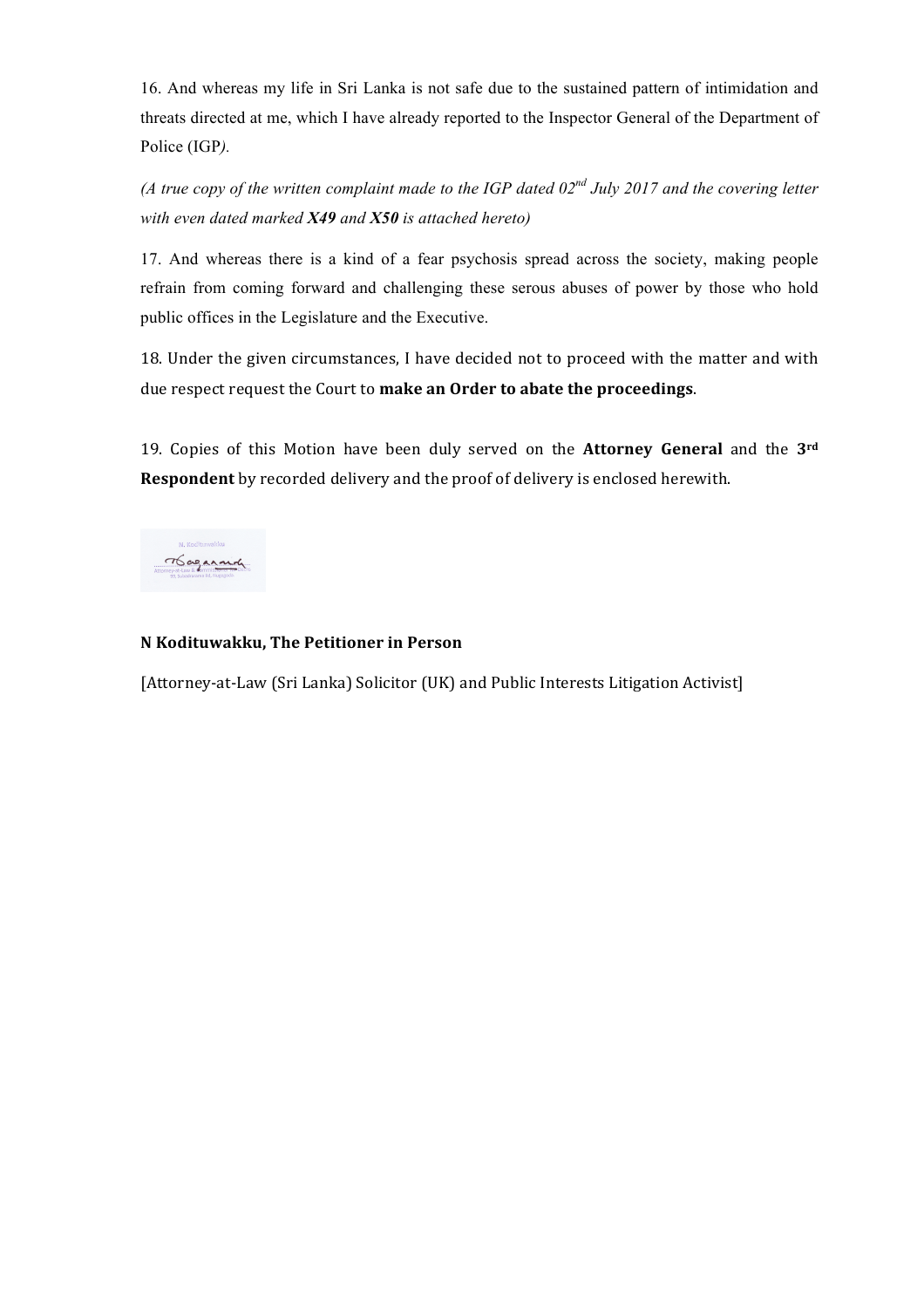16. And whereas my life in Sri Lanka is not safe due to the sustained pattern of intimidation and threats directed at me, which I have already reported to the Inspector General of the Department of Police (IGP*)*.

*(A true copy of the written complaint made to the IGP dated 02nd July 2017 and the covering letter with even dated marked **X49** and **X50** is attached hereto)*

17. And whereas there is a kind of a fear psychosis spread across the society, making people refrain from coming forward and challenging these serous abuses of power by those who hold public offices in the Legislature and the Executive.

18. Under the given circumstances, I have decided not to proceed with the matter and with due respect request the Court to **make an Order to abate the proceedings**.

19. Copies of this Motion have been duly served on the **Attorney General** and the **3rd Respondent** by recorded delivery and the proof of delivery is enclosed herewith.

**N Kodituwakku, The Petitioner in Person**

[Attorney-at-Law (Sri Lanka) Solicitor (UK) and Public Interests Litigation Activist]